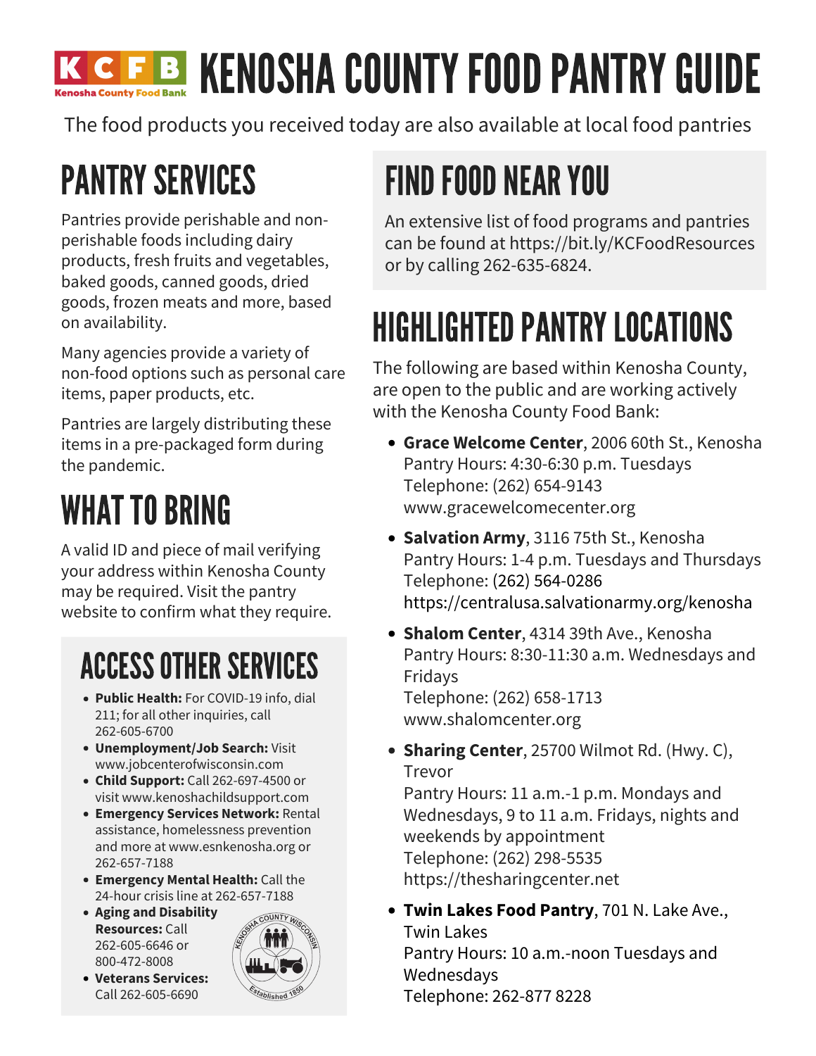# KCFB Kenosha County Food Bank — KENOSHA COUNTY FOOD PANTRY GUIDE

The food products you received today are also available at local food pantries

## PANTRY SERVICES

Pantries provide perishable and non-perishable foods including dairy products, fresh fruits and vegetables, baked goods, canned goods, dried goods, frozen meats and more, based on availability.

Many agencies provide a variety of non-food options such as personal care items, paper products, etc.

Pantries are largely distributing these items in a pre-packaged form during the pandemic.

## WHAT TO BRING

A valid ID and piece of mail verifying your address within Kenosha County may be required. Visit the pantry website to confirm what they require.

## ACCESS OTHER SERVICES

- **Public Health:** For COVID-19 info, dial 211; for all other inquiries, call 262-605-6700
- **Unemployment/Job Search:** Visit www.jobcenterofwisconsin.com
- **Child Support:** Call 262-697-4500 or visit www.kenoshachildsupport.com
- **Emergency Services Network:** Rental assistance, homelessness prevention and more at www.esnkenosha.org or 262-657-7188
- **Emergency Mental Health:** Call the 24-hour crisis line at 262-657-7188
- **Aging and Disability Resources:** Call 262-605-6646 or 800-472-8008
- **Veterans Services:** Call 262-605-6690

Kenosha County Wisconsin Established 1850

## FIND FOOD NEAR YOU

An extensive list of food programs and pantries can be found at https://bit.ly/KCFoodResources or by calling 262-635-6824.

## HIGHLIGHTED PANTRY LOCATIONS

The following are based within Kenosha County, are open to the public and are working actively with the Kenosha County Food Bank:

- **Grace Welcome Center**, 2006 60th St., Kenosha
  Pantry Hours: 4:30-6:30 p.m. Tuesdays
  Telephone: (262) 654-9143
  www.gracewelcomecenter.org
- **Salvation Army**, 3116 75th St., Kenosha
  Pantry Hours: 1-4 p.m. Tuesdays and Thursdays
  Telephone: (262) 564-0286
  https://centralusa.salvationarmy.org/kenosha
- **Shalom Center**, 4314 39th Ave., Kenosha
  Pantry Hours: 8:30-11:30 a.m. Wednesdays and Fridays
  Telephone: (262) 658-1713
  www.shalomcenter.org
- **Sharing Center**, 25700 Wilmot Rd. (Hwy. C), Trevor
  Pantry Hours: 11 a.m.-1 p.m. Mondays and Wednesdays, 9 to 11 a.m. Fridays, nights and weekends by appointment
  Telephone: (262) 298-5535
  https://thesharingcenter.net
- **Twin Lakes Food Pantry**, 701 N. Lake Ave., Twin Lakes
  Pantry Hours: 10 a.m.-noon Tuesdays and Wednesdays
  Telephone: 262-877 8228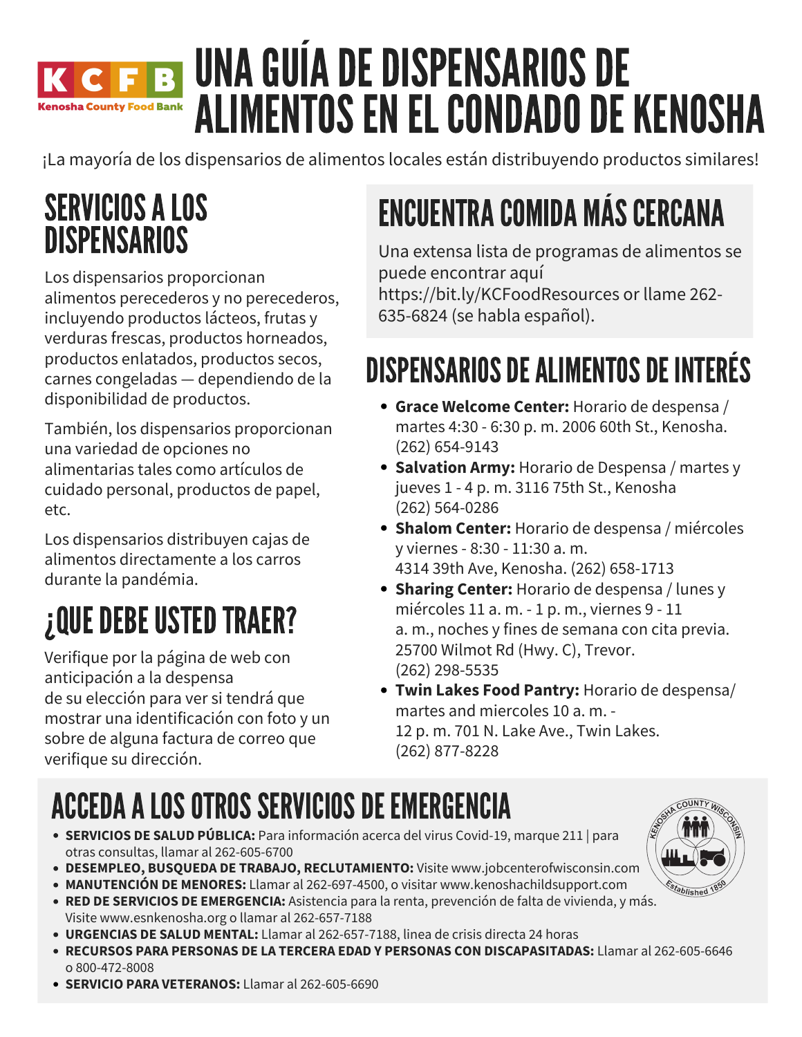KCFB Kenosha County Food Bank

# UNA GUÍA DE DISPENSARIOS DE ALIMENTOS EN EL CONDADO DE KENOSHA

¡La mayoría de los dispensarios de alimentos locales están distribuyendo productos similares!

## SERVICIOS A LOS DISPENSARIOS

Los dispensarios proporcionan alimentos perecederos y no perecederos, incluyendo productos lácteos, frutas y verduras frescas, productos horneados, productos enlatados, productos secos, carnes congeladas — dependiendo de la disponibilidad de productos.

También, los dispensarios proporcionan una variedad de opciones no alimentarias tales como artículos de cuidado personal, productos de papel, etc.

Los dispensarios distribuyen cajas de alimentos directamente a los carros durante la pandémia.

## ¿QUE DEBE USTED TRAER?

Verifique por la página de web con anticipación a la despensa de su elección para ver si tendrá que mostrar una identificación con foto y un sobre de alguna factura de correo que verifique su dirección.

## ENCUENTRA COMIDA MÁS CERCANA

Una extensa lista de programas de alimentos se puede encontrar aquí https://bit.ly/KCFoodResources or llame 262-635-6824 (se habla español).

## DISPENSARIOS DE ALIMENTOS DE INTERÉS

- **Grace Welcome Center:** Horario de despensa / martes 4:30 - 6:30 p. m. 2006 60th St., Kenosha. (262) 654-9143
- **Salvation Army:** Horario de Despensa / martes y jueves 1 - 4 p. m. 3116 75th St., Kenosha (262) 564-0286
- **Shalom Center:** Horario de despensa / miércoles y viernes - 8:30 - 11:30 a. m. 4314 39th Ave, Kenosha. (262) 658-1713
- **Sharing Center:** Horario de despensa / lunes y miércoles 11 a. m. - 1 p. m., viernes 9 - 11 a. m., noches y fines de semana con cita previa. 25700 Wilmot Rd (Hwy. C), Trevor. (262) 298-5535
- **Twin Lakes Food Pantry:** Horario de despensa/ martes and miercoles 10 a. m. - 12 p. m. 701 N. Lake Ave., Twin Lakes. (262) 877-8228

## ACCEDA A LOS OTROS SERVICIOS DE EMERGENCIA

- **SERVICIOS DE SALUD PÚBLICA:** Para información acerca del virus Covid-19, marque 211 | para otras consultas, llamar al 262-605-6700
- **DESEMPLEO, BUSQUEDA DE TRABAJO, RECLUTAMIENTO:** Visite www.jobcenterofwisconsin.com
- **MANUTENCIÓN DE MENORES:** Llamar al 262-697-4500, o visitar www.kenoshachildsupport.com
- **RED DE SERVICIOS DE EMERGENCIA:** Asistencia para la renta, prevención de falta de vivienda, y más. Visite www.esnkenosha.org o llamar al 262-657-7188
- **URGENCIAS DE SALUD MENTAL:** Llamar al 262-657-7188, linea de crisis directa 24 horas
- **RECURSOS PARA PERSONAS DE LA TERCERA EDAD Y PERSONAS CON DISCAPASITADAS:** Llamar al 262-605-6646 o 800-472-8008
- **SERVICIO PARA VETERANOS:** Llamar al 262-605-6690

Kenosha County Wisconsin — Established 1850